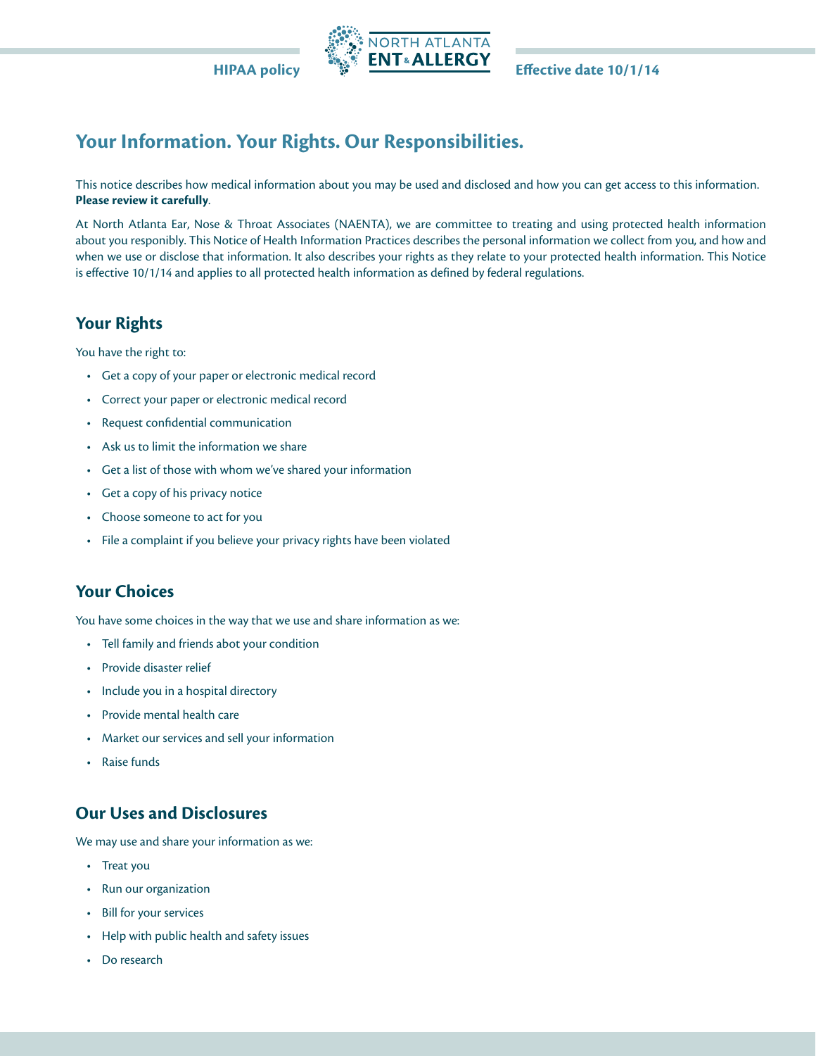HIPAA policy

NORTH ATLANTA ENT & ALLERGY

Effective date 10/1/14

# Your Information. Your Rights. Our Responsibilities.

This notice describes how medical information about you may be used and disclosed and how you can get access to this information. **Please review it carefully**.

At North Atlanta Ear, Nose & Throat Associates (NAENTA), we are committee to treating and using protected health information about you responibly. This Notice of Health Information Practices describes the personal information we collect from you, and how and when we use or disclose that information. It also describes your rights as they relate to your protected health information. This Notice is effective 10/1/14 and applies to all protected health information as defined by federal regulations.

## Your Rights

You have the right to:

- Get a copy of your paper or electronic medical record
- Correct your paper or electronic medical record
- Request confidential communication
- Ask us to limit the information we share
- Get a list of those with whom we've shared your information
- Get a copy of his privacy notice
- Choose someone to act for you
- File a complaint if you believe your privacy rights have been violated

## Your Choices

You have some choices in the way that we use and share information as we:

- Tell family and friends abot your condition
- Provide disaster relief
- Include you in a hospital directory
- Provide mental health care
- Market our services and sell your information
- Raise funds

## Our Uses and Disclosures

We may use and share your information as we:

- Treat you
- Run our organization
- Bill for your services
- Help with public health and safety issues
- Do research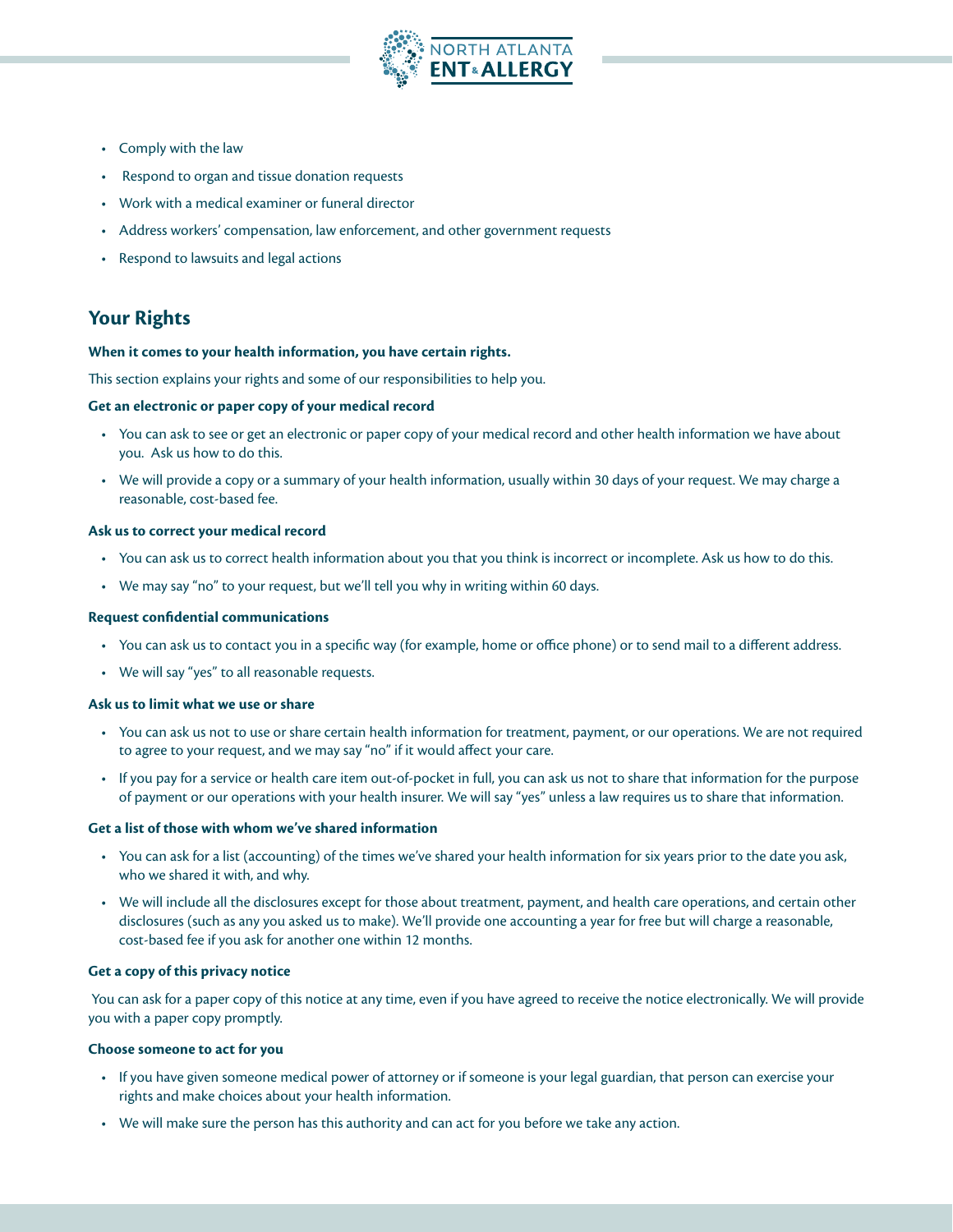- Comply with the law
- Respond to organ and tissue donation requests
- Work with a medical examiner or funeral director
- Address workers' compensation, law enforcement, and other government requests
- Respond to lawsuits and legal actions

## Your Rights

**When it comes to your health information, you have certain rights.**

This section explains your rights and some of our responsibilities to help you.

**Get an electronic or paper copy of your medical record**

- You can ask to see or get an electronic or paper copy of your medical record and other health information we have about you. Ask us how to do this.
- We will provide a copy or a summary of your health information, usually within 30 days of your request. We may charge a reasonable, cost-based fee.

**Ask us to correct your medical record**

- You can ask us to correct health information about you that you think is incorrect or incomplete. Ask us how to do this.
- We may say "no" to your request, but we'll tell you why in writing within 60 days.

**Request confidential communications**

- You can ask us to contact you in a specific way (for example, home or office phone) or to send mail to a different address.
- We will say "yes" to all reasonable requests.

**Ask us to limit what we use or share**

- You can ask us not to use or share certain health information for treatment, payment, or our operations. We are not required to agree to your request, and we may say "no" if it would affect your care.
- If you pay for a service or health care item out-of-pocket in full, you can ask us not to share that information for the purpose of payment or our operations with your health insurer. We will say "yes" unless a law requires us to share that information.

**Get a list of those with whom we've shared information**

- You can ask for a list (accounting) of the times we've shared your health information for six years prior to the date you ask, who we shared it with, and why.
- We will include all the disclosures except for those about treatment, payment, and health care operations, and certain other disclosures (such as any you asked us to make). We'll provide one accounting a year for free but will charge a reasonable, cost-based fee if you ask for another one within 12 months.

**Get a copy of this privacy notice**

You can ask for a paper copy of this notice at any time, even if you have agreed to receive the notice electronically. We will provide you with a paper copy promptly.

**Choose someone to act for you**

- If you have given someone medical power of attorney or if someone is your legal guardian, that person can exercise your rights and make choices about your health information.
- We will make sure the person has this authority and can act for you before we take any action.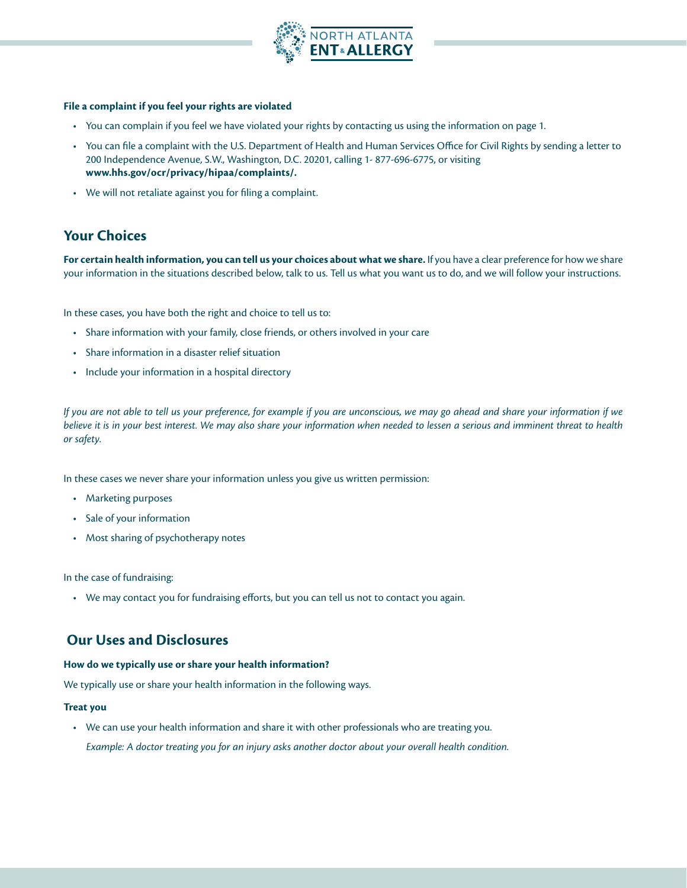**File a complaint if you feel your rights are violated**

- You can complain if you feel we have violated your rights by contacting us using the information on page 1.
- You can file a complaint with the U.S. Department of Health and Human Services Office for Civil Rights by sending a letter to 200 Independence Avenue, S.W., Washington, D.C. 20201, calling 1- 877-696-6775, or visiting **www.hhs.gov/ocr/privacy/hipaa/complaints/.**
- We will not retaliate against you for filing a complaint.

## Your Choices

**For certain health information, you can tell us your choices about what we share.** If you have a clear preference for how we share your information in the situations described below, talk to us. Tell us what you want us to do, and we will follow your instructions.

In these cases, you have both the right and choice to tell us to:

- Share information with your family, close friends, or others involved in your care
- Share information in a disaster relief situation
- Include your information in a hospital directory

*If you are not able to tell us your preference, for example if you are unconscious, we may go ahead and share your information if we believe it is in your best interest. We may also share your information when needed to lessen a serious and imminent threat to health or safety.*

In these cases we never share your information unless you give us written permission:

- Marketing purposes
- Sale of your information
- Most sharing of psychotherapy notes

In the case of fundraising:

- We may contact you for fundraising efforts, but you can tell us not to contact you again.

## Our Uses and Disclosures

**How do we typically use or share your health information?**

We typically use or share your health information in the following ways.

**Treat you**

- We can use your health information and share it with other professionals who are treating you.

  *Example: A doctor treating you for an injury asks another doctor about your overall health condition.*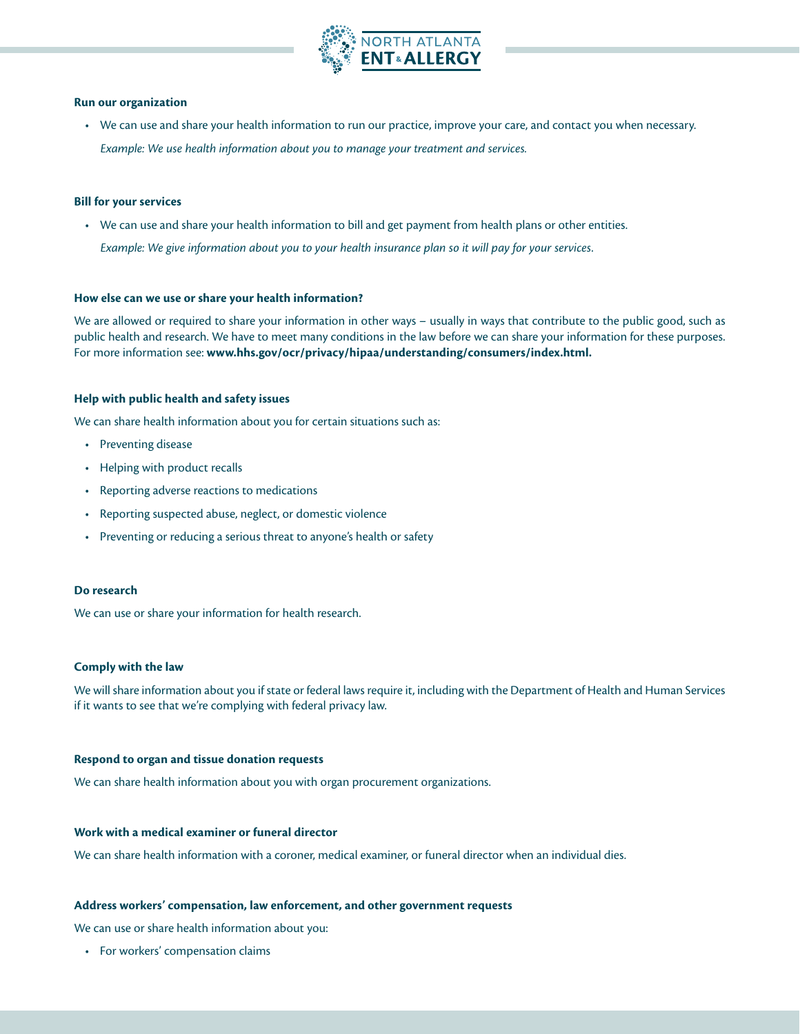**Run our organization**

- We can use and share your health information to run our practice, improve your care, and contact you when necessary.

  *Example: We use health information about you to manage your treatment and services.*

**Bill for your services**

- We can use and share your health information to bill and get payment from health plans or other entities.

  *Example: We give information about you to your health insurance plan so it will pay for your services.*

**How else can we use or share your health information?**

We are allowed or required to share your information in other ways – usually in ways that contribute to the public good, such as public health and research. We have to meet many conditions in the law before we can share your information for these purposes. For more information see: **www.hhs.gov/ocr/privacy/hipaa/understanding/consumers/index.html.**

**Help with public health and safety issues**

We can share health information about you for certain situations such as:

- Preventing disease
- Helping with product recalls
- Reporting adverse reactions to medications
- Reporting suspected abuse, neglect, or domestic violence
- Preventing or reducing a serious threat to anyone's health or safety

**Do research**

We can use or share your information for health research.

**Comply with the law**

We will share information about you if state or federal laws require it, including with the Department of Health and Human Services if it wants to see that we're complying with federal privacy law.

**Respond to organ and tissue donation requests**

We can share health information about you with organ procurement organizations.

**Work with a medical examiner or funeral director**

We can share health information with a coroner, medical examiner, or funeral director when an individual dies.

**Address workers' compensation, law enforcement, and other government requests**

We can use or share health information about you:

- For workers' compensation claims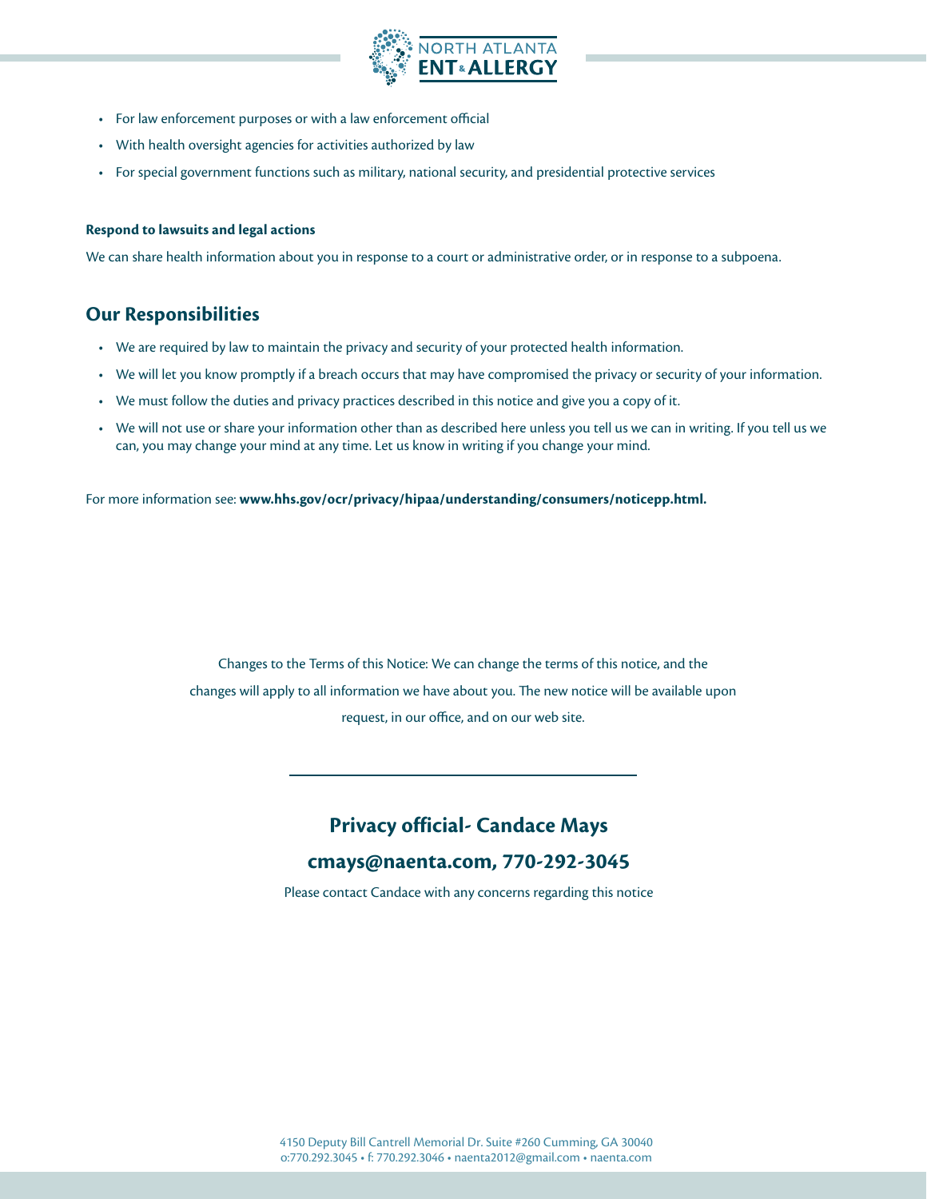- For law enforcement purposes or with a law enforcement official
- With health oversight agencies for activities authorized by law
- For special government functions such as military, national security, and presidential protective services

**Respond to lawsuits and legal actions**

We can share health information about you in response to a court or administrative order, or in response to a subpoena.

## Our Responsibilities

- We are required by law to maintain the privacy and security of your protected health information.
- We will let you know promptly if a breach occurs that may have compromised the privacy or security of your information.
- We must follow the duties and privacy practices described in this notice and give you a copy of it.
- We will not use or share your information other than as described here unless you tell us we can in writing. If you tell us we can, you may change your mind at any time. Let us know in writing if you change your mind.

For more information see: **www.hhs.gov/ocr/privacy/hipaa/understanding/consumers/noticepp.html.**

Changes to the Terms of this Notice: We can change the terms of this notice, and the changes will apply to all information we have about you. The new notice will be available upon request, in our office, and on our web site.

---

## Privacy official- Candace Mays

## cmays@naenta.com, 770-292-3045

Please contact Candace with any concerns regarding this notice

4150 Deputy Bill Cantrell Memorial Dr. Suite #260 Cumming, GA 30040
o:770.292.3045 • f: 770.292.3046 • naenta2012@gmail.com • naenta.com